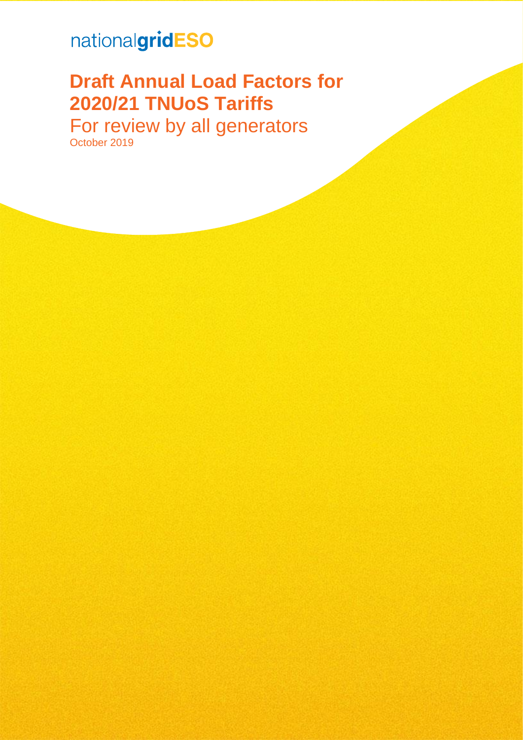nationalgridESO

# Draft Annual Load Factors for 2020/21 TNUoS Tariffs

For review by all generators

October 2019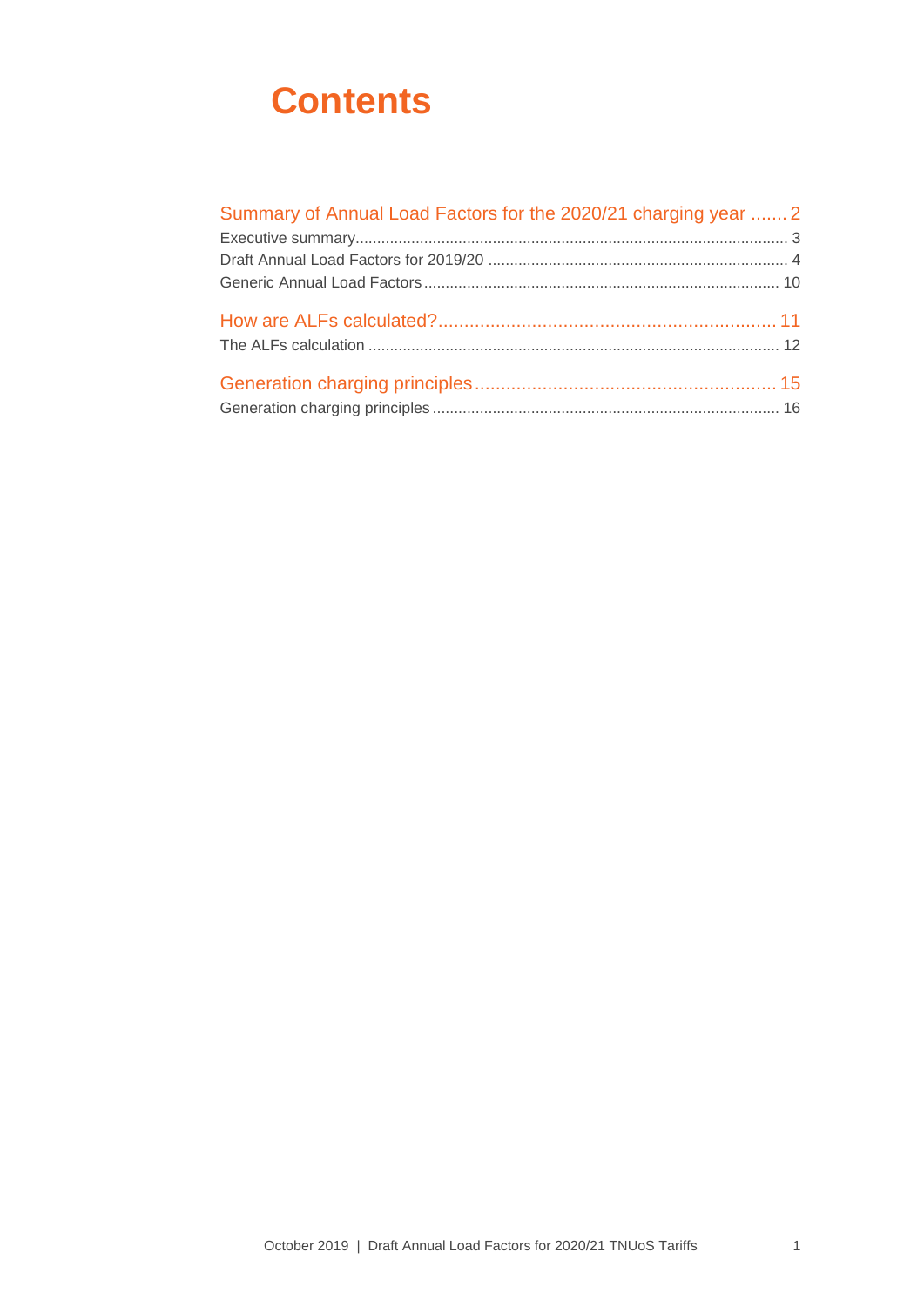# Contents

Summary of Annual Load Factors for the 2020/21 charging year ....... 2

Executive summary ........ 3

Draft Annual Load Factors for 2019/20 ........ 4

Generic Annual Load Factors ........ 10

How are ALFs calculated? ........ 11

The ALFs calculation ........ 12

Generation charging principles ........ 15

Generation charging principles ........ 16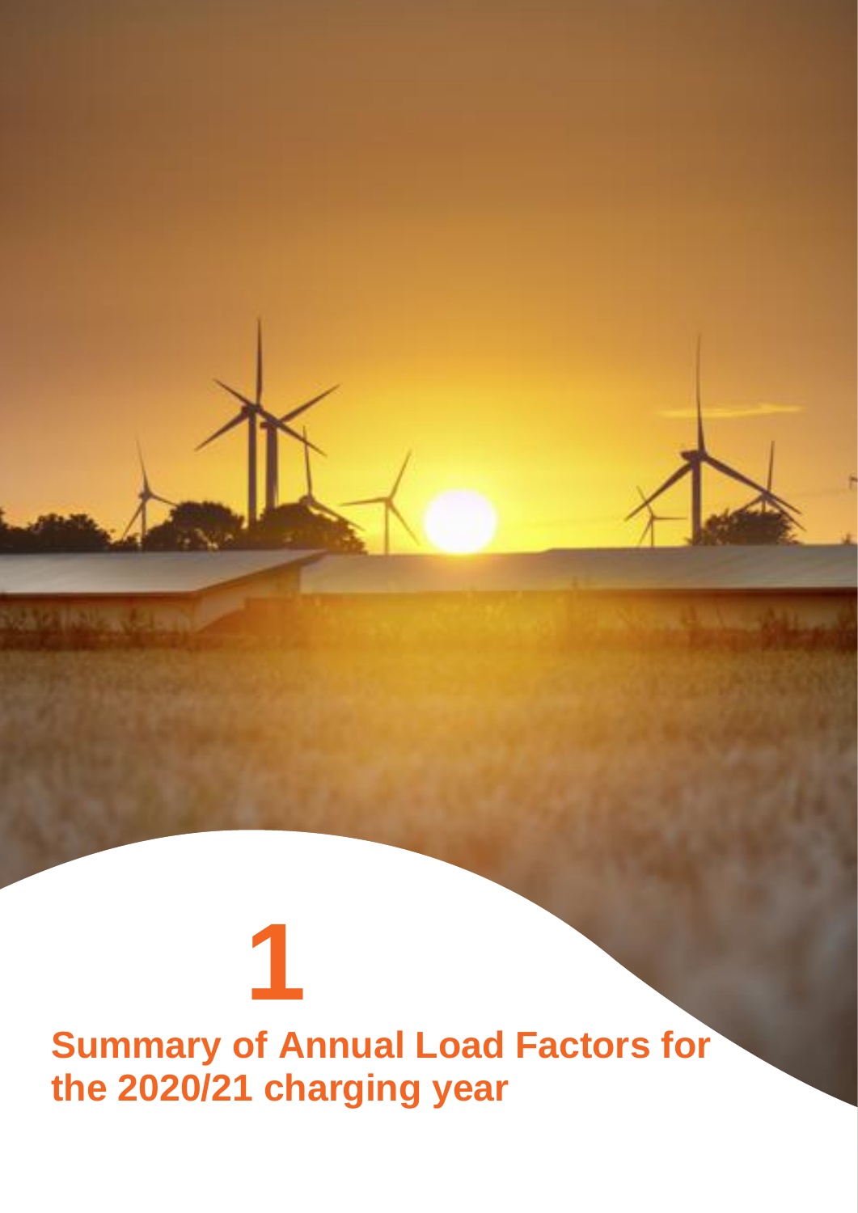# 1

# Summary of Annual Load Factors for the 2020/21 charging year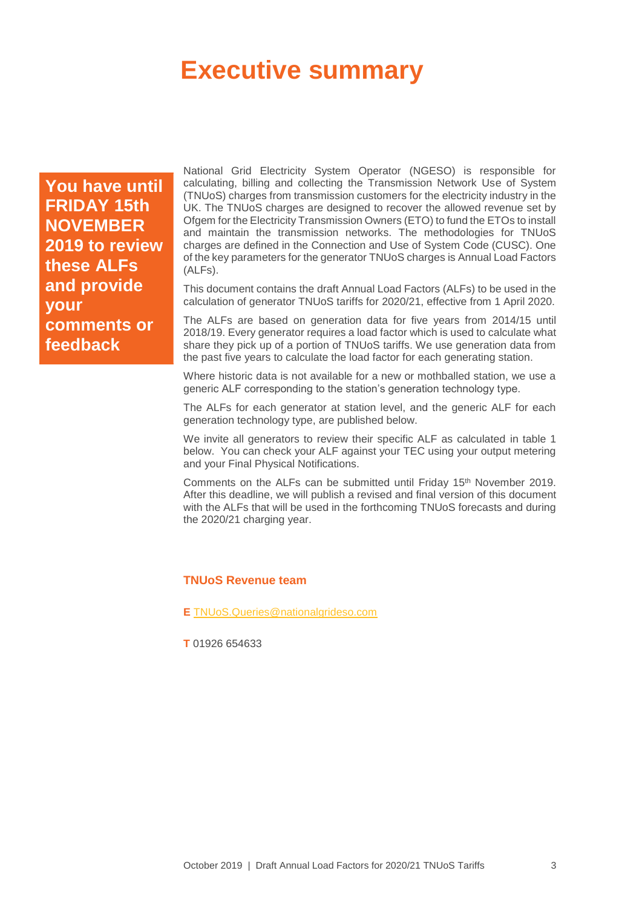# Executive summary

**You have until FRIDAY 15th NOVEMBER 2019 to review these ALFs and provide your comments or feedback**

National Grid Electricity System Operator (NGESO) is responsible for calculating, billing and collecting the Transmission Network Use of System (TNUoS) charges from transmission customers for the electricity industry in the UK. The TNUoS charges are designed to recover the allowed revenue set by Ofgem for the Electricity Transmission Owners (ETO) to fund the ETOs to install and maintain the transmission networks. The methodologies for TNUoS charges are defined in the Connection and Use of System Code (CUSC). One of the key parameters for the generator TNUoS charges is Annual Load Factors (ALFs).

This document contains the draft Annual Load Factors (ALFs) to be used in the calculation of generator TNUoS tariffs for 2020/21, effective from 1 April 2020.

The ALFs are based on generation data for five years from 2014/15 until 2018/19. Every generator requires a load factor which is used to calculate what share they pick up of a portion of TNUoS tariffs. We use generation data from the past five years to calculate the load factor for each generating station.

Where historic data is not available for a new or mothballed station, we use a generic ALF corresponding to the station's generation technology type.

The ALFs for each generator at station level, and the generic ALF for each generation technology type, are published below.

We invite all generators to review their specific ALF as calculated in table 1 below. You can check your ALF against your TEC using your output metering and your Final Physical Notifications.

Comments on the ALFs can be submitted until Friday 15th November 2019. After this deadline, we will publish a revised and final version of this document with the ALFs that will be used in the forthcoming TNUoS forecasts and during the 2020/21 charging year.

**TNUoS Revenue team**

**E** TNUoS.Queries@nationalgrideso.com

**T** 01926 654633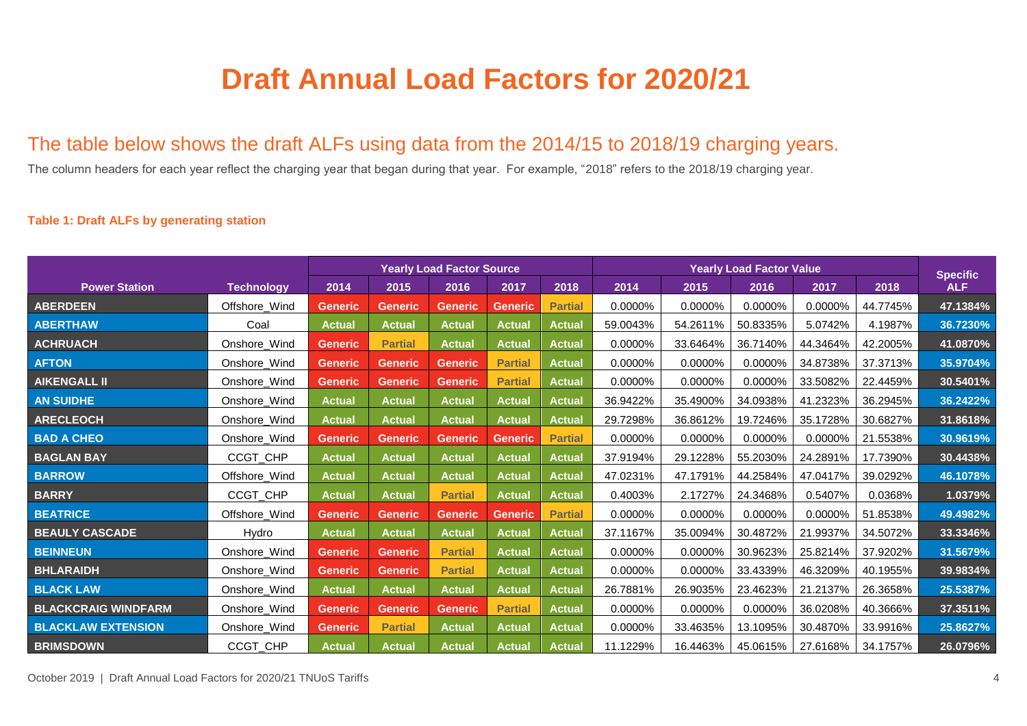# Draft Annual Load Factors for 2020/21

## The table below shows the draft ALFs using data from the 2014/15 to 2018/19 charging years.

The column headers for each year reflect the charging year that began during that year. For example, "2018" refers to the 2018/19 charging year.

**Table 1: Draft ALFs by generating station**

| Power Station | Technology | Yearly Load Factor Source | | | | | Yearly Load Factor Value | | | | | Specific ALF |
|---|---|---|---|---|---|---|---|---|---|---|---|---|
| | | 2014 | 2015 | 2016 | 2017 | 2018 | 2014 | 2015 | 2016 | 2017 | 2018 | |
| ABERDEEN | Offshore_Wind | Generic | Generic | Generic | Generic | Partial | 0.0000% | 0.0000% | 0.0000% | 0.0000% | 44.7745% | 47.1384% |
| ABERTHAW | Coal | Actual | Actual | Actual | Actual | Actual | 59.0043% | 54.2611% | 50.8335% | 5.0742% | 4.1987% | 36.7230% |
| ACHRUACH | Onshore_Wind | Generic | Partial | Actual | Actual | Actual | 0.0000% | 33.6464% | 36.7140% | 44.3464% | 42.2005% | 41.0870% |
| AFTON | Onshore_Wind | Generic | Generic | Generic | Partial | Actual | 0.0000% | 0.0000% | 0.0000% | 34.8738% | 37.3713% | 35.9704% |
| AIKENGALL II | Onshore_Wind | Generic | Generic | Generic | Partial | Actual | 0.0000% | 0.0000% | 0.0000% | 33.5082% | 22.4459% | 30.5401% |
| AN SUIDHE | Onshore_Wind | Actual | Actual | Actual | Actual | Actual | 36.9422% | 35.4900% | 34.0938% | 41.2323% | 36.2945% | 36.2422% |
| ARECLEOCH | Onshore_Wind | Actual | Actual | Actual | Actual | Actual | 29.7298% | 36.8612% | 19.7246% | 35.1728% | 30.6827% | 31.8618% |
| BAD A CHEO | Onshore_Wind | Generic | Generic | Generic | Generic | Partial | 0.0000% | 0.0000% | 0.0000% | 0.0000% | 21.5538% | 30.9619% |
| BAGLAN BAY | CCGT_CHP | Actual | Actual | Actual | Actual | Actual | 37.9194% | 29.1228% | 55.2030% | 24.2891% | 17.7390% | 30.4438% |
| BARROW | Offshore_Wind | Actual | Actual | Actual | Actual | Actual | 47.0231% | 47.1791% | 44.2584% | 47.0417% | 39.0292% | 46.1078% |
| BARRY | CCGT_CHP | Actual | Actual | Partial | Actual | Actual | 0.4003% | 2.1727% | 24.3468% | 0.5407% | 0.0368% | 1.0379% |
| BEATRICE | Offshore_Wind | Generic | Generic | Generic | Generic | Partial | 0.0000% | 0.0000% | 0.0000% | 0.0000% | 51.8538% | 49.4982% |
| BEAULY CASCADE | Hydro | Actual | Actual | Actual | Actual | Actual | 37.1167% | 35.0094% | 30.4872% | 21.9937% | 34.5072% | 33.3346% |
| BEINNEUN | Onshore_Wind | Generic | Generic | Partial | Actual | Actual | 0.0000% | 0.0000% | 30.9623% | 25.8214% | 37.9202% | 31.5679% |
| BHLARAIDH | Onshore_Wind | Generic | Generic | Partial | Actual | Actual | 0.0000% | 0.0000% | 33.4339% | 46.3209% | 40.1955% | 39.9834% |
| BLACK LAW | Onshore_Wind | Actual | Actual | Actual | Actual | Actual | 26.7881% | 26.9035% | 23.4623% | 21.2137% | 26.3658% | 25.5387% |
| BLACKCRAIG WINDFARM | Onshore_Wind | Generic | Generic | Generic | Partial | Actual | 0.0000% | 0.0000% | 0.0000% | 36.0208% | 40.3666% | 37.3511% |
| BLACKLAW EXTENSION | Onshore_Wind | Generic | Partial | Actual | Actual | Actual | 0.0000% | 33.4635% | 13.1095% | 30.4870% | 33.9916% | 25.8627% |
| BRIMSDOWN | CCGT_CHP | Actual | Actual | Actual | Actual | Actual | 11.1229% | 16.4463% | 45.0615% | 27.6168% | 34.1757% | 26.0796% |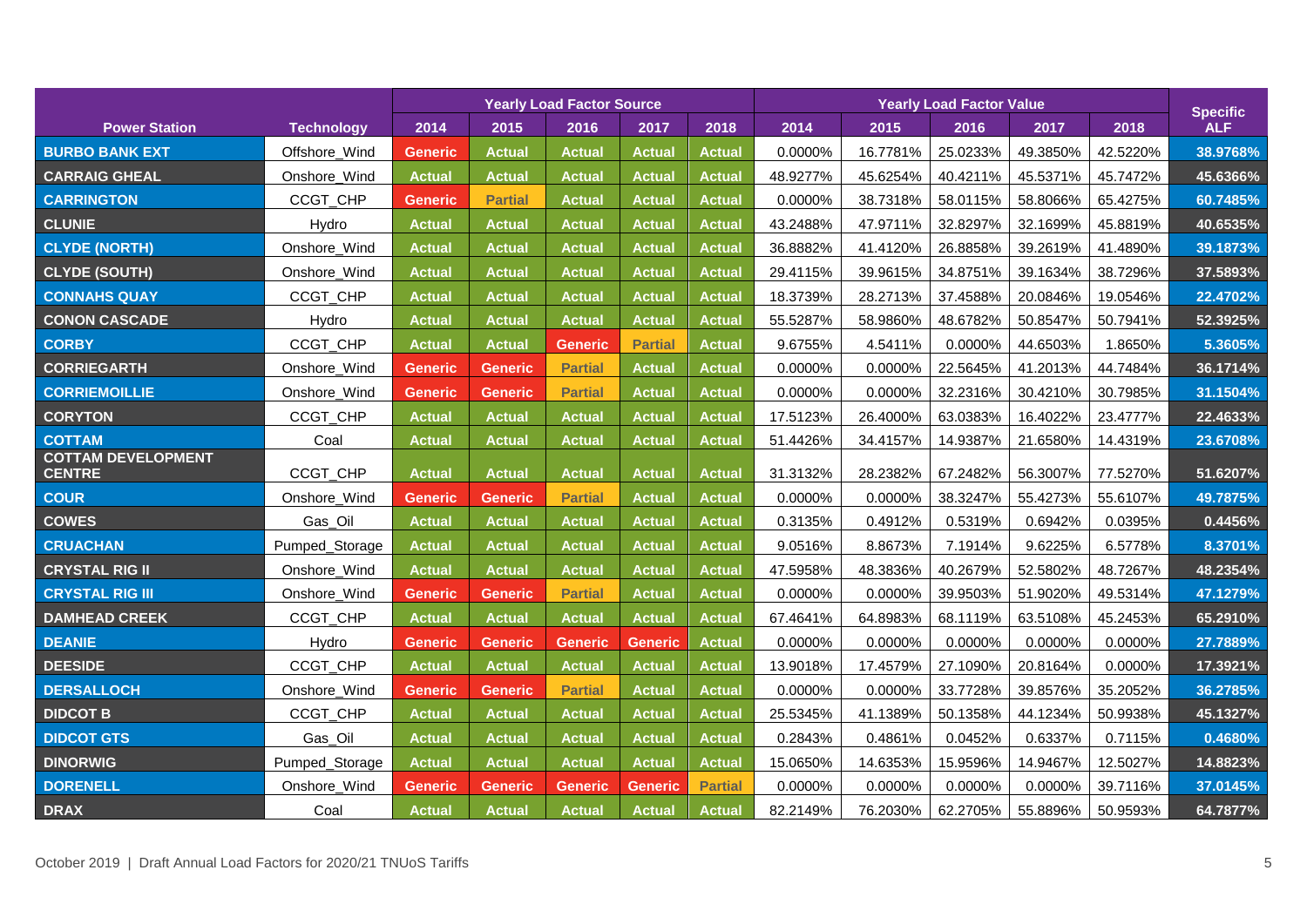| Power Station | Technology | Yearly Load Factor Source | | | | | Yearly Load Factor Value | | | | | Specific ALF |
|---|---|---|---|---|---|---|---|---|---|---|---|---|
| | | 2014 | 2015 | 2016 | 2017 | 2018 | 2014 | 2015 | 2016 | 2017 | 2018 | |
| BURBO BANK EXT | Offshore_Wind | Generic | Actual | Actual | Actual | Actual | 0.0000% | 16.7781% | 25.0233% | 49.3850% | 42.5220% | 38.9768% |
| CARRAIG GHEAL | Onshore_Wind | Actual | Actual | Actual | Actual | Actual | 48.9277% | 45.6254% | 40.4211% | 45.5371% | 45.7472% | 45.6366% |
| CARRINGTON | CCGT_CHP | Generic | Partial | Actual | Actual | Actual | 0.0000% | 38.7318% | 58.0115% | 58.8066% | 65.4275% | 60.7485% |
| CLUNIE | Hydro | Actual | Actual | Actual | Actual | Actual | 43.2488% | 47.9711% | 32.8297% | 32.1699% | 45.8819% | 40.6535% |
| CLYDE (NORTH) | Onshore_Wind | Actual | Actual | Actual | Actual | Actual | 36.8882% | 41.4120% | 26.8858% | 39.2619% | 41.4890% | 39.1873% |
| CLYDE (SOUTH) | Onshore_Wind | Actual | Actual | Actual | Actual | Actual | 29.4115% | 39.9615% | 34.8751% | 39.1634% | 38.7296% | 37.5893% |
| CONNAHS QUAY | CCGT_CHP | Actual | Actual | Actual | Actual | Actual | 18.3739% | 28.2713% | 37.4588% | 20.0846% | 19.0546% | 22.4702% |
| CONON CASCADE | Hydro | Actual | Actual | Actual | Actual | Actual | 55.5287% | 58.9860% | 48.6782% | 50.8547% | 50.7941% | 52.3925% |
| CORBY | CCGT_CHP | Actual | Actual | Generic | Partial | Actual | 9.6755% | 4.5411% | 0.0000% | 44.6503% | 1.8650% | 5.3605% |
| CORRIEGARTH | Onshore_Wind | Generic | Generic | Partial | Actual | Actual | 0.0000% | 0.0000% | 22.5645% | 41.2013% | 44.7484% | 36.1714% |
| CORRIEMOILLIE | Onshore_Wind | Generic | Generic | Partial | Actual | Actual | 0.0000% | 0.0000% | 32.2316% | 30.4210% | 30.7985% | 31.1504% |
| CORYTON | CCGT_CHP | Actual | Actual | Actual | Actual | Actual | 17.5123% | 26.4000% | 63.0383% | 16.4022% | 23.4777% | 22.4633% |
| COTTAM | Coal | Actual | Actual | Actual | Actual | Actual | 51.4426% | 34.4157% | 14.9387% | 21.6580% | 14.4319% | 23.6708% |
| COTTAM DEVELOPMENT CENTRE | CCGT_CHP | Actual | Actual | Actual | Actual | Actual | 31.3132% | 28.2382% | 67.2482% | 56.3007% | 77.5270% | 51.6207% |
| COUR | Onshore_Wind | Generic | Generic | Partial | Actual | Actual | 0.0000% | 0.0000% | 38.3247% | 55.4273% | 55.6107% | 49.7875% |
| COWES | Gas_Oil | Actual | Actual | Actual | Actual | Actual | 0.3135% | 0.4912% | 0.5319% | 0.6942% | 0.0395% | 0.4456% |
| CRUACHAN | Pumped_Storage | Actual | Actual | Actual | Actual | Actual | 9.0516% | 8.8673% | 7.1914% | 9.6225% | 6.5778% | 8.3701% |
| CRYSTAL RIG II | Onshore_Wind | Actual | Actual | Actual | Actual | Actual | 47.5958% | 48.3836% | 40.2679% | 52.5802% | 48.7267% | 48.2354% |
| CRYSTAL RIG III | Onshore_Wind | Generic | Generic | Partial | Actual | Actual | 0.0000% | 0.0000% | 39.9503% | 51.9020% | 49.5314% | 47.1279% |
| DAMHEAD CREEK | CCGT_CHP | Actual | Actual | Actual | Actual | Actual | 67.4641% | 64.8983% | 68.1119% | 63.5108% | 45.2453% | 65.2910% |
| DEANIE | Hydro | Generic | Generic | Generic | Generic | Actual | 0.0000% | 0.0000% | 0.0000% | 0.0000% | 0.0000% | 27.7889% |
| DEESIDE | CCGT_CHP | Actual | Actual | Actual | Actual | Actual | 13.9018% | 17.4579% | 27.1090% | 20.8164% | 0.0000% | 17.3921% |
| DERSALLOCH | Onshore_Wind | Generic | Generic | Partial | Actual | Actual | 0.0000% | 0.0000% | 33.7728% | 39.8576% | 35.2052% | 36.2785% |
| DIDCOT B | CCGT_CHP | Actual | Actual | Actual | Actual | Actual | 25.5345% | 41.1389% | 50.1358% | 44.1234% | 50.9938% | 45.1327% |
| DIDCOT GTS | Gas_Oil | Actual | Actual | Actual | Actual | Actual | 0.2843% | 0.4861% | 0.0452% | 0.6337% | 0.7115% | 0.4680% |
| DINORWIG | Pumped_Storage | Actual | Actual | Actual | Actual | Actual | 15.0650% | 14.6353% | 15.9596% | 14.9467% | 12.5027% | 14.8823% |
| DORENELL | Onshore_Wind | Generic | Generic | Generic | Generic | Partial | 0.0000% | 0.0000% | 0.0000% | 0.0000% | 39.7116% | 37.0145% |
| DRAX | Coal | Actual | Actual | Actual | Actual | Actual | 82.2149% | 76.2030% | 62.2705% | 55.8896% | 50.9593% | 64.7877% |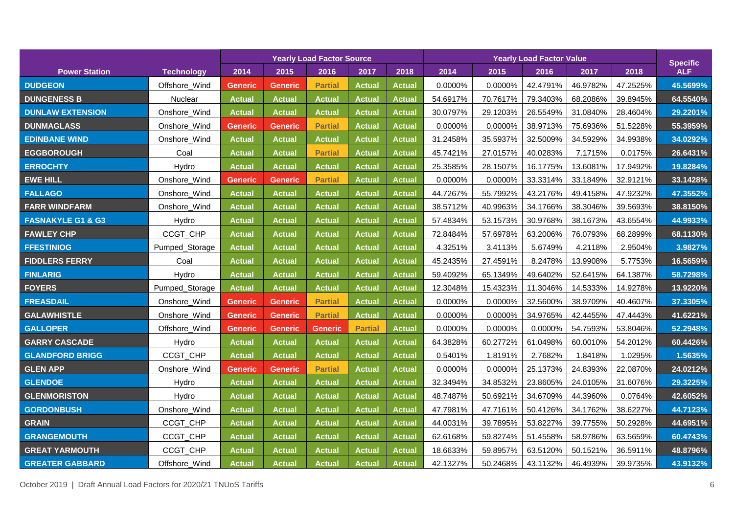| Power Station | Technology | Yearly Load Factor Source | | | | | Yearly Load Factor Value | | | | | Specific ALF |
|---|---|---|---|---|---|---|---|---|---|---|---|---|
| | | 2014 | 2015 | 2016 | 2017 | 2018 | 2014 | 2015 | 2016 | 2017 | 2018 | |
| DUDGEON | Offshore_Wind | Generic | Generic | Partial | Actual | Actual | 0.0000% | 0.0000% | 42.4791% | 46.9782% | 47.2525% | 45.5699% |
| DUNGENESS B | Nuclear | Actual | Actual | Actual | Actual | Actual | 54.6917% | 70.7617% | 79.3403% | 68.2086% | 39.8945% | 64.5540% |
| DUNLAW EXTENSION | Onshore_Wind | Actual | Actual | Actual | Actual | Actual | 30.0797% | 29.1203% | 26.5549% | 31.0840% | 28.4604% | 29.2201% |
| DUNMAGLASS | Onshore_Wind | Generic | Generic | Partial | Actual | Actual | 0.0000% | 0.0000% | 38.9713% | 75.6936% | 51.5228% | 55.3959% |
| EDINBANE WIND | Onshore_Wind | Actual | Actual | Actual | Actual | Actual | 31.2458% | 35.5937% | 32.5009% | 34.5929% | 34.9938% | 34.0292% |
| EGGBOROUGH | Coal | Actual | Actual | Partial | Actual | Actual | 45.7421% | 27.0157% | 40.0283% | 7.1715% | 0.0175% | 26.6431% |
| ERROCHTY | Hydro | Actual | Actual | Actual | Actual | Actual | 25.3585% | 28.1507% | 16.1775% | 13.6081% | 17.9492% | 19.8284% |
| EWE HILL | Onshore_Wind | Generic | Generic | Partial | Actual | Actual | 0.0000% | 0.0000% | 33.3314% | 33.1849% | 32.9121% | 33.1428% |
| FALLAGO | Onshore_Wind | Actual | Actual | Actual | Actual | Actual | 44.7267% | 55.7992% | 43.2176% | 49.4158% | 47.9232% | 47.3552% |
| FARR WINDFARM | Onshore_Wind | Actual | Actual | Actual | Actual | Actual | 38.5712% | 40.9963% | 34.1766% | 38.3046% | 39.5693% | 38.8150% |
| FASNAKYLE G1 & G3 | Hydro | Actual | Actual | Actual | Actual | Actual | 57.4834% | 53.1573% | 30.9768% | 38.1673% | 43.6554% | 44.9933% |
| FAWLEY CHP | CCGT_CHP | Actual | Actual | Actual | Actual | Actual | 72.8484% | 57.6978% | 63.2006% | 76.0793% | 68.2899% | 68.1130% |
| FFESTINIOG | Pumped_Storage | Actual | Actual | Actual | Actual | Actual | 4.3251% | 3.4113% | 5.6749% | 4.2118% | 2.9504% | 3.9827% |
| FIDDLERS FERRY | Coal | Actual | Actual | Actual | Actual | Actual | 45.2435% | 27.4591% | 8.2478% | 13.9908% | 5.7753% | 16.5659% |
| FINLARIG | Hydro | Actual | Actual | Actual | Actual | Actual | 59.4092% | 65.1349% | 49.6402% | 52.6415% | 64.1387% | 58.7298% |
| FOYERS | Pumped_Storage | Actual | Actual | Actual | Actual | Actual | 12.3048% | 15.4323% | 11.3046% | 14.5333% | 14.9278% | 13.9220% |
| FREASDAIL | Onshore_Wind | Generic | Generic | Partial | Actual | Actual | 0.0000% | 0.0000% | 32.5600% | 38.9709% | 40.4607% | 37.3305% |
| GALAWHISTLE | Onshore_Wind | Generic | Generic | Partial | Actual | Actual | 0.0000% | 0.0000% | 34.9765% | 42.4455% | 47.4443% | 41.6221% |
| GALLOPER | Offshore_Wind | Generic | Generic | Generic | Partial | Actual | 0.0000% | 0.0000% | 0.0000% | 54.7593% | 53.8046% | 52.2948% |
| GARRY CASCADE | Hydro | Actual | Actual | Actual | Actual | Actual | 64.3828% | 60.2772% | 61.0498% | 60.0010% | 54.2012% | 60.4426% |
| GLANDFORD BRIGG | CCGT_CHP | Actual | Actual | Actual | Actual | Actual | 0.5401% | 1.8191% | 2.7682% | 1.8418% | 1.0295% | 1.5635% |
| GLEN APP | Onshore_Wind | Generic | Generic | Partial | Actual | Actual | 0.0000% | 0.0000% | 25.1373% | 24.8393% | 22.0870% | 24.0212% |
| GLENDOE | Hydro | Actual | Actual | Actual | Actual | Actual | 32.3494% | 34.8532% | 23.8605% | 24.0105% | 31.6076% | 29.3225% |
| GLENMORISTON | Hydro | Actual | Actual | Actual | Actual | Actual | 48.7487% | 50.6921% | 34.6709% | 44.3960% | 0.0764% | 42.6052% |
| GORDONBUSH | Onshore_Wind | Actual | Actual | Actual | Actual | Actual | 47.7981% | 47.7161% | 50.4126% | 34.1762% | 38.6227% | 44.7123% |
| GRAIN | CCGT_CHP | Actual | Actual | Actual | Actual | Actual | 44.0031% | 39.7895% | 53.8227% | 39.7755% | 50.2928% | 44.6951% |
| GRANGEMOUTH | CCGT_CHP | Actual | Actual | Actual | Actual | Actual | 62.6168% | 59.8274% | 51.4558% | 58.9786% | 63.5659% | 60.4743% |
| GREAT YARMOUTH | CCGT_CHP | Actual | Actual | Actual | Actual | Actual | 18.6633% | 59.8957% | 63.5120% | 50.1521% | 36.5911% | 48.8796% |
| GREATER GABBARD | Offshore_Wind | Actual | Actual | Actual | Actual | Actual | 42.1327% | 50.2468% | 43.1132% | 46.4939% | 39.9735% | 43.9132% |

October 2019 | Draft Annual Load Factors for 2020/21 TNUoS Tariffs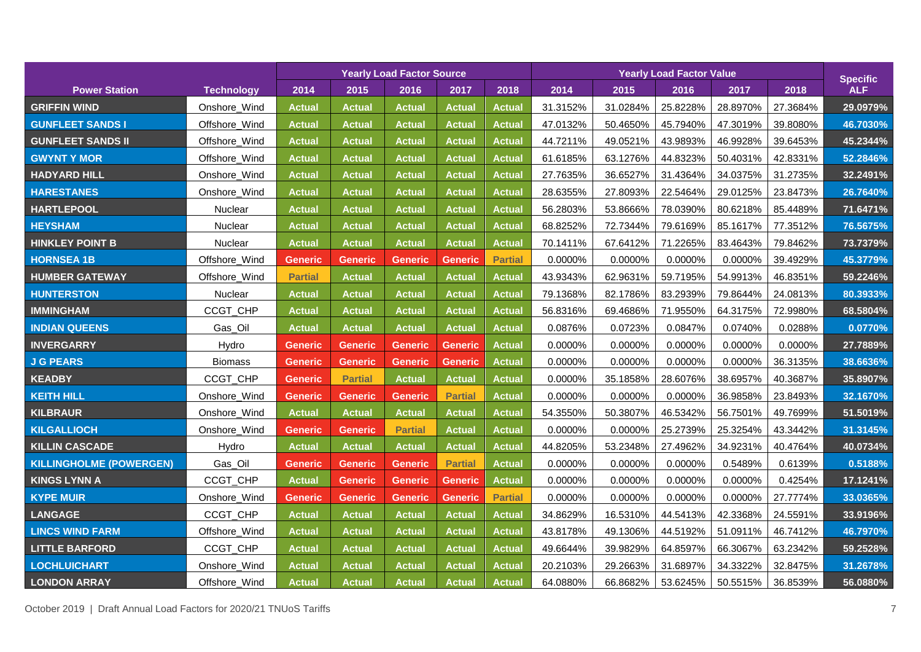| Power Station | Technology | Yearly Load Factor Source | | | | | Yearly Load Factor Value | | | | | Specific ALF |
|---|---|---|---|---|---|---|---|---|---|---|---|---|
| | | 2014 | 2015 | 2016 | 2017 | 2018 | 2014 | 2015 | 2016 | 2017 | 2018 | |
| GRIFFIN WIND | Onshore_Wind | Actual | Actual | Actual | Actual | Actual | 31.3152% | 31.0284% | 25.8228% | 28.8970% | 27.3684% | 29.0979% |
| GUNFLEET SANDS I | Offshore_Wind | Actual | Actual | Actual | Actual | Actual | 47.0132% | 50.4650% | 45.7940% | 47.3019% | 39.8080% | 46.7030% |
| GUNFLEET SANDS II | Offshore_Wind | Actual | Actual | Actual | Actual | Actual | 44.7211% | 49.0521% | 43.9893% | 46.9928% | 39.6453% | 45.2344% |
| GWYNT Y MOR | Offshore_Wind | Actual | Actual | Actual | Actual | Actual | 61.6185% | 63.1276% | 44.8323% | 50.4031% | 42.8331% | 52.2846% |
| HADYARD HILL | Onshore_Wind | Actual | Actual | Actual | Actual | Actual | 27.7635% | 36.6527% | 31.4364% | 34.0375% | 31.2735% | 32.2491% |
| HARESTANES | Onshore_Wind | Actual | Actual | Actual | Actual | Actual | 28.6355% | 27.8093% | 22.5464% | 29.0125% | 23.8473% | 26.7640% |
| HARTLEPOOL | Nuclear | Actual | Actual | Actual | Actual | Actual | 56.2803% | 53.8666% | 78.0390% | 80.6218% | 85.4489% | 71.6471% |
| HEYSHAM | Nuclear | Actual | Actual | Actual | Actual | Actual | 68.8252% | 72.7344% | 79.6169% | 85.1617% | 77.3512% | 76.5675% |
| HINKLEY POINT B | Nuclear | Actual | Actual | Actual | Actual | Actual | 70.1411% | 67.6412% | 71.2265% | 83.4643% | 79.8462% | 73.7379% |
| HORNSEA 1B | Offshore_Wind | Generic | Generic | Generic | Generic | Partial | 0.0000% | 0.0000% | 0.0000% | 0.0000% | 39.4929% | 45.3779% |
| HUMBER GATEWAY | Offshore_Wind | Partial | Actual | Actual | Actual | Actual | 43.9343% | 62.9631% | 59.7195% | 54.9913% | 46.8351% | 59.2246% |
| HUNTERSTON | Nuclear | Actual | Actual | Actual | Actual | Actual | 79.1368% | 82.1786% | 83.2939% | 79.8644% | 24.0813% | 80.3933% |
| IMMINGHAM | CCGT_CHP | Actual | Actual | Actual | Actual | Actual | 56.8316% | 69.4686% | 71.9550% | 64.3175% | 72.9980% | 68.5804% |
| INDIAN QUEENS | Gas_Oil | Actual | Actual | Actual | Actual | Actual | 0.0876% | 0.0723% | 0.0847% | 0.0740% | 0.0288% | 0.0770% |
| INVERGARRY | Hydro | Generic | Generic | Generic | Generic | Actual | 0.0000% | 0.0000% | 0.0000% | 0.0000% | 0.0000% | 27.7889% |
| J G PEARS | Biomass | Generic | Generic | Generic | Generic | Actual | 0.0000% | 0.0000% | 0.0000% | 0.0000% | 36.3135% | 38.6636% |
| KEADBY | CCGT_CHP | Generic | Partial | Actual | Actual | Actual | 0.0000% | 35.1858% | 28.6076% | 38.6957% | 40.3687% | 35.8907% |
| KEITH HILL | Onshore_Wind | Generic | Generic | Generic | Partial | Actual | 0.0000% | 0.0000% | 0.0000% | 36.9858% | 23.8493% | 32.1670% |
| KILBRAUR | Onshore_Wind | Actual | Actual | Actual | Actual | Actual | 54.3550% | 50.3807% | 46.5342% | 56.7501% | 49.7699% | 51.5019% |
| KILGALLIOCH | Onshore_Wind | Generic | Generic | Partial | Actual | Actual | 0.0000% | 0.0000% | 25.2739% | 25.3254% | 43.3442% | 31.3145% |
| KILLIN CASCADE | Hydro | Actual | Actual | Actual | Actual | Actual | 44.8205% | 53.2348% | 27.4962% | 34.9231% | 40.4764% | 40.0734% |
| KILLINGHOLME (POWERGEN) | Gas_Oil | Generic | Generic | Generic | Partial | Actual | 0.0000% | 0.0000% | 0.0000% | 0.5489% | 0.6139% | 0.5188% |
| KINGS LYNN A | CCGT_CHP | Actual | Generic | Generic | Generic | Actual | 0.0000% | 0.0000% | 0.0000% | 0.0000% | 0.4254% | 17.1241% |
| KYPE MUIR | Onshore_Wind | Generic | Generic | Generic | Generic | Partial | 0.0000% | 0.0000% | 0.0000% | 0.0000% | 27.7774% | 33.0365% |
| LANGAGE | CCGT_CHP | Actual | Actual | Actual | Actual | Actual | 34.8629% | 16.5310% | 44.5413% | 42.3368% | 24.5591% | 33.9196% |
| LINCS WIND FARM | Offshore_Wind | Actual | Actual | Actual | Actual | Actual | 43.8178% | 49.1306% | 44.5192% | 51.0911% | 46.7412% | 46.7970% |
| LITTLE BARFORD | CCGT_CHP | Actual | Actual | Actual | Actual | Actual | 49.6644% | 39.9829% | 64.8597% | 66.3067% | 63.2342% | 59.2528% |
| LOCHLUICHART | Onshore_Wind | Actual | Actual | Actual | Actual | Actual | 20.2103% | 29.2663% | 31.6897% | 34.3322% | 32.8475% | 31.2678% |
| LONDON ARRAY | Offshore_Wind | Actual | Actual | Actual | Actual | Actual | 64.0880% | 66.8682% | 53.6245% | 50.5515% | 36.8539% | 56.0880% |

October 2019 | Draft Annual Load Factors for 2020/21 TNUoS Tariffs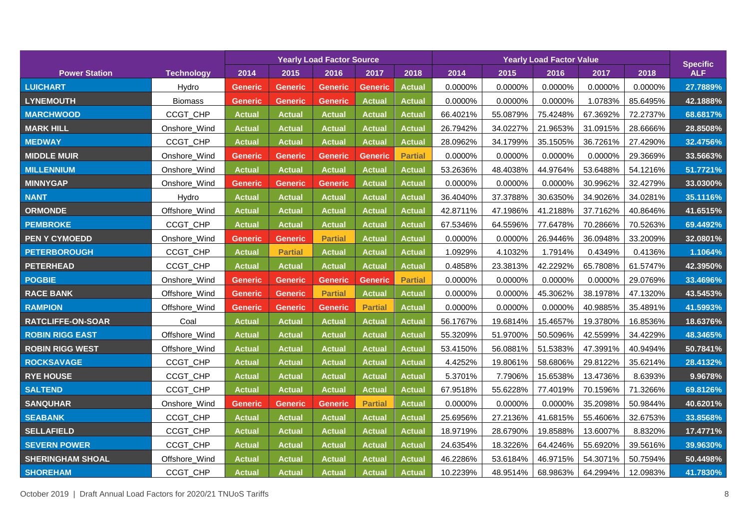| Power Station | Technology | Yearly Load Factor Source | | | | | Yearly Load Factor Value | | | | | Specific ALF |
|---|---|---|---|---|---|---|---|---|---|---|---|---|
| | | 2014 | 2015 | 2016 | 2017 | 2018 | 2014 | 2015 | 2016 | 2017 | 2018 | |
| LUICHART | Hydro | Generic | Generic | Generic | Generic | Actual | 0.0000% | 0.0000% | 0.0000% | 0.0000% | 0.0000% | 27.7889% |
| LYNEMOUTH | Biomass | Generic | Generic | Generic | Actual | Actual | 0.0000% | 0.0000% | 0.0000% | 1.0783% | 85.6495% | 42.1888% |
| MARCHWOOD | CCGT_CHP | Actual | Actual | Actual | Actual | Actual | 66.4021% | 55.0879% | 75.4248% | 67.3692% | 72.2737% | 68.6817% |
| MARK HILL | Onshore_Wind | Actual | Actual | Actual | Actual | Actual | 26.7942% | 34.0227% | 21.9653% | 31.0915% | 28.6666% | 28.8508% |
| MEDWAY | CCGT_CHP | Actual | Actual | Actual | Actual | Actual | 28.0962% | 34.1799% | 35.1505% | 36.7261% | 27.4290% | 32.4756% |
| MIDDLE MUIR | Onshore_Wind | Generic | Generic | Generic | Generic | Partial | 0.0000% | 0.0000% | 0.0000% | 0.0000% | 29.3669% | 33.5663% |
| MILLENNIUM | Onshore_Wind | Actual | Actual | Actual | Actual | Actual | 53.2636% | 48.4038% | 44.9764% | 53.6488% | 54.1216% | 51.7721% |
| MINNYGAP | Onshore_Wind | Generic | Generic | Generic | Actual | Actual | 0.0000% | 0.0000% | 0.0000% | 30.9962% | 32.4279% | 33.0300% |
| NANT | Hydro | Actual | Actual | Actual | Actual | Actual | 36.4040% | 37.3788% | 30.6350% | 34.9026% | 34.0281% | 35.1116% |
| ORMONDE | Offshore_Wind | Actual | Actual | Actual | Actual | Actual | 42.8711% | 47.1986% | 41.2188% | 37.7162% | 40.8646% | 41.6515% |
| PEMBROKE | CCGT_CHP | Actual | Actual | Actual | Actual | Actual | 67.5346% | 64.5596% | 77.6478% | 70.2866% | 70.5263% | 69.4492% |
| PEN Y CYMOEDD | Onshore_Wind | Generic | Generic | Partial | Actual | Actual | 0.0000% | 0.0000% | 26.9446% | 36.0948% | 33.2009% | 32.0801% |
| PETERBOROUGH | CCGT_CHP | Actual | Partial | Actual | Actual | Actual | 1.0929% | 4.1032% | 1.7914% | 0.4349% | 0.4136% | 1.1064% |
| PETERHEAD | CCGT_CHP | Actual | Actual | Actual | Actual | Actual | 0.4858% | 23.3813% | 42.2292% | 65.7808% | 61.5747% | 42.3950% |
| POGBIE | Onshore_Wind | Generic | Generic | Generic | Generic | Partial | 0.0000% | 0.0000% | 0.0000% | 0.0000% | 29.0769% | 33.4696% |
| RACE BANK | Offshore_Wind | Generic | Generic | Partial | Actual | Actual | 0.0000% | 0.0000% | 45.3062% | 38.1978% | 47.1320% | 43.5453% |
| RAMPION | Offshore_Wind | Generic | Generic | Generic | Partial | Actual | 0.0000% | 0.0000% | 0.0000% | 40.9885% | 35.4891% | 41.5993% |
| RATCLIFFE-ON-SOAR | Coal | Actual | Actual | Actual | Actual | Actual | 56.1767% | 19.6814% | 15.4657% | 19.3780% | 16.8536% | 18.6376% |
| ROBIN RIGG EAST | Offshore_Wind | Actual | Actual | Actual | Actual | Actual | 55.3209% | 51.9700% | 50.5096% | 42.5599% | 34.4229% | 48.3465% |
| ROBIN RIGG WEST | Offshore_Wind | Actual | Actual | Actual | Actual | Actual | 53.4150% | 56.0881% | 51.5383% | 47.3991% | 40.9494% | 50.7841% |
| ROCKSAVAGE | CCGT_CHP | Actual | Actual | Actual | Actual | Actual | 4.4252% | 19.8061% | 58.6806% | 29.8122% | 35.6214% | 28.4132% |
| RYE HOUSE | CCGT_CHP | Actual | Actual | Actual | Actual | Actual | 5.3701% | 7.7906% | 15.6538% | 13.4736% | 8.6393% | 9.9678% |
| SALTEND | CCGT_CHP | Actual | Actual | Actual | Actual | Actual | 67.9518% | 55.6228% | 77.4019% | 70.1596% | 71.3266% | 69.8126% |
| SANQUHAR | Onshore_Wind | Generic | Generic | Generic | Partial | Actual | 0.0000% | 0.0000% | 0.0000% | 35.2098% | 50.9844% | 40.6201% |
| SEABANK | CCGT_CHP | Actual | Actual | Actual | Actual | Actual | 25.6956% | 27.2136% | 41.6815% | 55.4606% | 32.6753% | 33.8568% |
| SELLAFIELD | CCGT_CHP | Actual | Actual | Actual | Actual | Actual | 18.9719% | 28.6790% | 19.8588% | 13.6007% | 8.8320% | 17.4771% |
| SEVERN POWER | CCGT_CHP | Actual | Actual | Actual | Actual | Actual | 24.6354% | 18.3226% | 64.4246% | 55.6920% | 39.5616% | 39.9630% |
| SHERINGHAM SHOAL | Offshore_Wind | Actual | Actual | Actual | Actual | Actual | 46.2286% | 53.6184% | 46.9715% | 54.3071% | 50.7594% | 50.4498% |
| SHOREHAM | CCGT_CHP | Actual | Actual | Actual | Actual | Actual | 10.2239% | 48.9514% | 68.9863% | 64.2994% | 12.0983% | 41.7830% |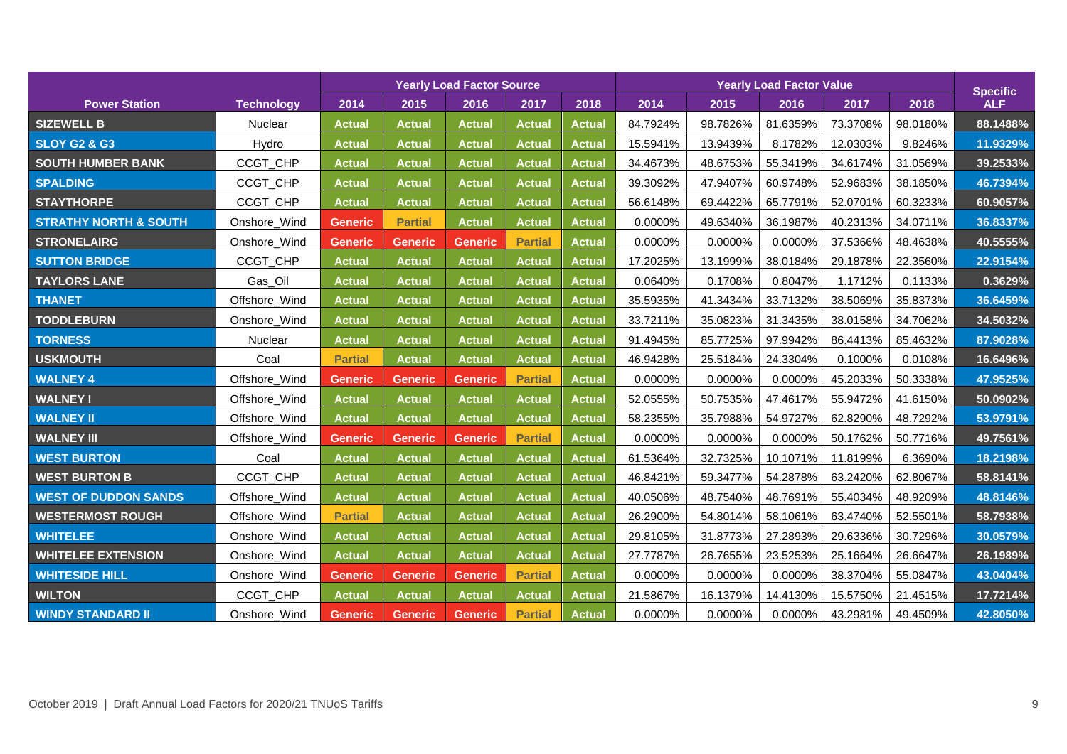| Power Station | Technology | Yearly Load Factor Source | | | | | Yearly Load Factor Value | | | | | Specific ALF |
|---|---|---|---|---|---|---|---|---|---|---|---|---|
| | | 2014 | 2015 | 2016 | 2017 | 2018 | 2014 | 2015 | 2016 | 2017 | 2018 | |
| SIZEWELL B | Nuclear | Actual | Actual | Actual | Actual | Actual | 84.7924% | 98.7826% | 81.6359% | 73.3708% | 98.0180% | 88.1488% |
| SLOY G2 & G3 | Hydro | Actual | Actual | Actual | Actual | Actual | 15.5941% | 13.9439% | 8.1782% | 12.0303% | 9.8246% | 11.9329% |
| SOUTH HUMBER BANK | CCGT_CHP | Actual | Actual | Actual | Actual | Actual | 34.4673% | 48.6753% | 55.3419% | 34.6174% | 31.0569% | 39.2533% |
| SPALDING | CCGT_CHP | Actual | Actual | Actual | Actual | Actual | 39.3092% | 47.9407% | 60.9748% | 52.9683% | 38.1850% | 46.7394% |
| STAYTHORPE | CCGT_CHP | Actual | Actual | Actual | Actual | Actual | 56.6148% | 69.4422% | 65.7791% | 52.0701% | 60.3233% | 60.9057% |
| STRATHY NORTH & SOUTH | Onshore_Wind | Generic | Partial | Actual | Actual | Actual | 0.0000% | 49.6340% | 36.1987% | 40.2313% | 34.0711% | 36.8337% |
| STRONELAIRG | Onshore_Wind | Generic | Generic | Generic | Partial | Actual | 0.0000% | 0.0000% | 0.0000% | 37.5366% | 48.4638% | 40.5555% |
| SUTTON BRIDGE | CCGT_CHP | Actual | Actual | Actual | Actual | Actual | 17.2025% | 13.1999% | 38.0184% | 29.1878% | 22.3560% | 22.9154% |
| TAYLORS LANE | Gas_Oil | Actual | Actual | Actual | Actual | Actual | 0.0640% | 0.1708% | 0.8047% | 1.1712% | 0.1133% | 0.3629% |
| THANET | Offshore_Wind | Actual | Actual | Actual | Actual | Actual | 35.5935% | 41.3434% | 33.7132% | 38.5069% | 35.8373% | 36.6459% |
| TODDLEBURN | Onshore_Wind | Actual | Actual | Actual | Actual | Actual | 33.7211% | 35.0823% | 31.3435% | 38.0158% | 34.7062% | 34.5032% |
| TORNESS | Nuclear | Actual | Actual | Actual | Actual | Actual | 91.4945% | 85.7725% | 97.9942% | 86.4413% | 85.4632% | 87.9028% |
| USKMOUTH | Coal | Partial | Actual | Actual | Actual | Actual | 46.9428% | 25.5184% | 24.3304% | 0.1000% | 0.0108% | 16.6496% |
| WALNEY 4 | Offshore_Wind | Generic | Generic | Generic | Partial | Actual | 0.0000% | 0.0000% | 0.0000% | 45.2033% | 50.3338% | 47.9525% |
| WALNEY I | Offshore_Wind | Actual | Actual | Actual | Actual | Actual | 52.0555% | 50.7535% | 47.4617% | 55.9472% | 41.6150% | 50.0902% |
| WALNEY II | Offshore_Wind | Actual | Actual | Actual | Actual | Actual | 58.2355% | 35.7988% | 54.9727% | 62.8290% | 48.7292% | 53.9791% |
| WALNEY III | Offshore_Wind | Generic | Generic | Generic | Partial | Actual | 0.0000% | 0.0000% | 0.0000% | 50.1762% | 50.7716% | 49.7561% |
| WEST BURTON | Coal | Actual | Actual | Actual | Actual | Actual | 61.5364% | 32.7325% | 10.1071% | 11.8199% | 6.3690% | 18.2198% |
| WEST BURTON B | CCGT_CHP | Actual | Actual | Actual | Actual | Actual | 46.8421% | 59.3477% | 54.2878% | 63.2420% | 62.8067% | 58.8141% |
| WEST OF DUDDON SANDS | Offshore_Wind | Actual | Actual | Actual | Actual | Actual | 40.0506% | 48.7540% | 48.7691% | 55.4034% | 48.9209% | 48.8146% |
| WESTERMOST ROUGH | Offshore_Wind | Partial | Actual | Actual | Actual | Actual | 26.2900% | 54.8014% | 58.1061% | 63.4740% | 52.5501% | 58.7938% |
| WHITELEE | Onshore_Wind | Actual | Actual | Actual | Actual | Actual | 29.8105% | 31.8773% | 27.2893% | 29.6336% | 30.7296% | 30.0579% |
| WHITELEE EXTENSION | Onshore_Wind | Actual | Actual | Actual | Actual | Actual | 27.7787% | 26.7655% | 23.5253% | 25.1664% | 26.6647% | 26.1989% |
| WHITESIDE HILL | Onshore_Wind | Generic | Generic | Generic | Partial | Actual | 0.0000% | 0.0000% | 0.0000% | 38.3704% | 55.0847% | 43.0404% |
| WILTON | CCGT_CHP | Actual | Actual | Actual | Actual | Actual | 21.5867% | 16.1379% | 14.4130% | 15.5750% | 21.4515% | 17.7214% |
| WINDY STANDARD II | Onshore_Wind | Generic | Generic | Generic | Partial | Actual | 0.0000% | 0.0000% | 0.0000% | 43.2981% | 49.4509% | 42.8050% |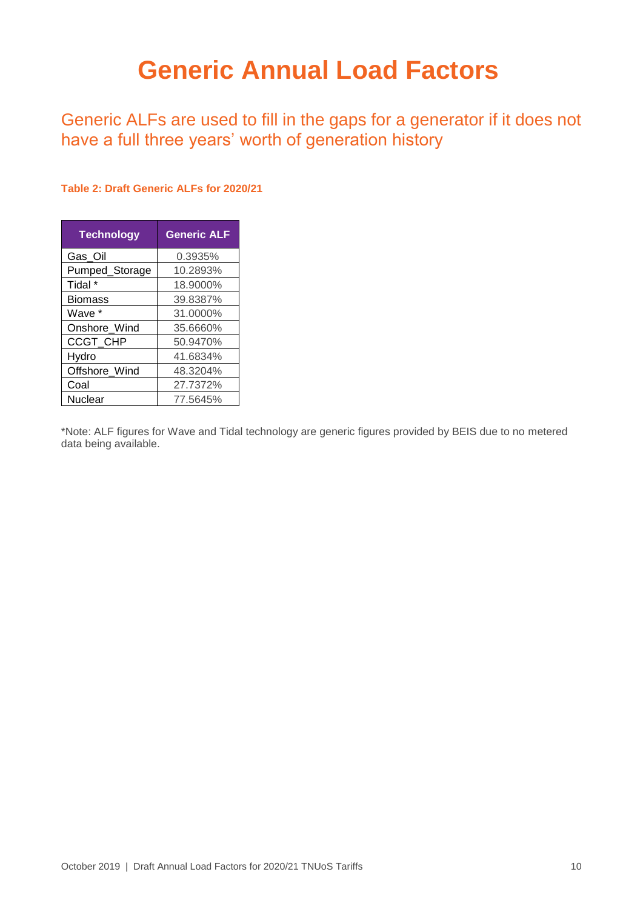# Generic Annual Load Factors

Generic ALFs are used to fill in the gaps for a generator if it does not have a full three years' worth of generation history

**Table 2: Draft Generic ALFs for 2020/21**

| Technology | Generic ALF |
|---|---|
| Gas_Oil | 0.3935% |
| Pumped_Storage | 10.2893% |
| Tidal * | 18.9000% |
| Biomass | 39.8387% |
| Wave * | 31.0000% |
| Onshore_Wind | 35.6660% |
| CCGT_CHP | 50.9470% |
| Hydro | 41.6834% |
| Offshore_Wind | 48.3204% |
| Coal | 27.7372% |
| Nuclear | 77.5645% |

*Note: ALF figures for Wave and Tidal technology are generic figures provided by BEIS due to no metered data being available.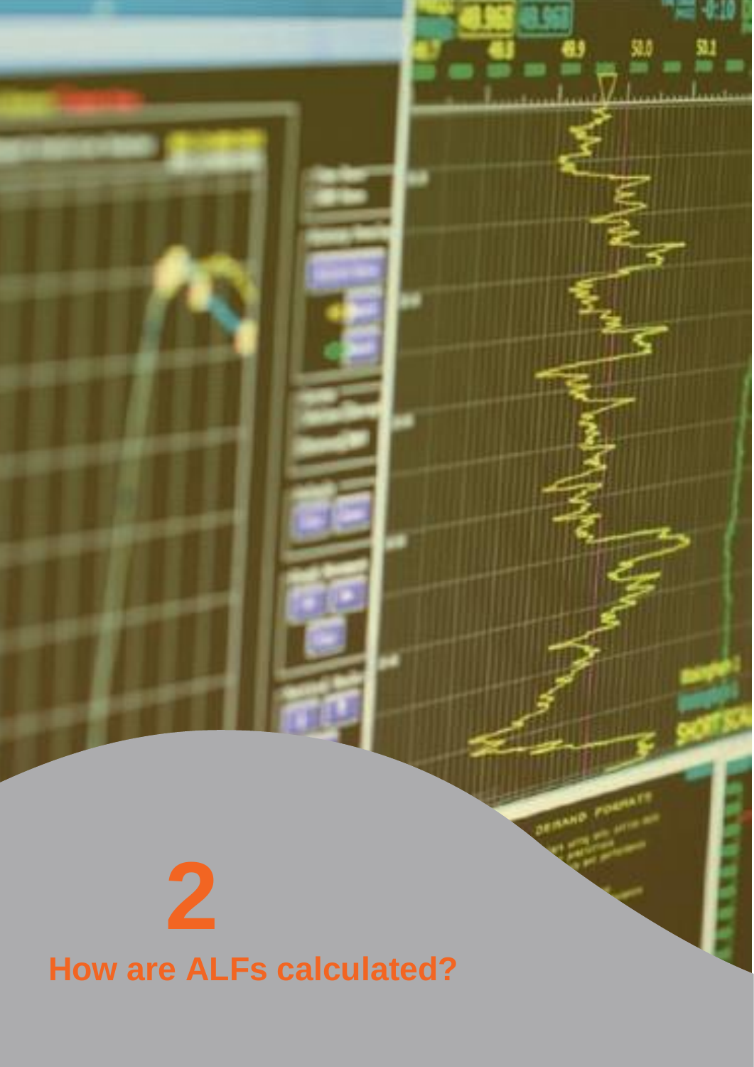# 2

# How are ALFs calculated?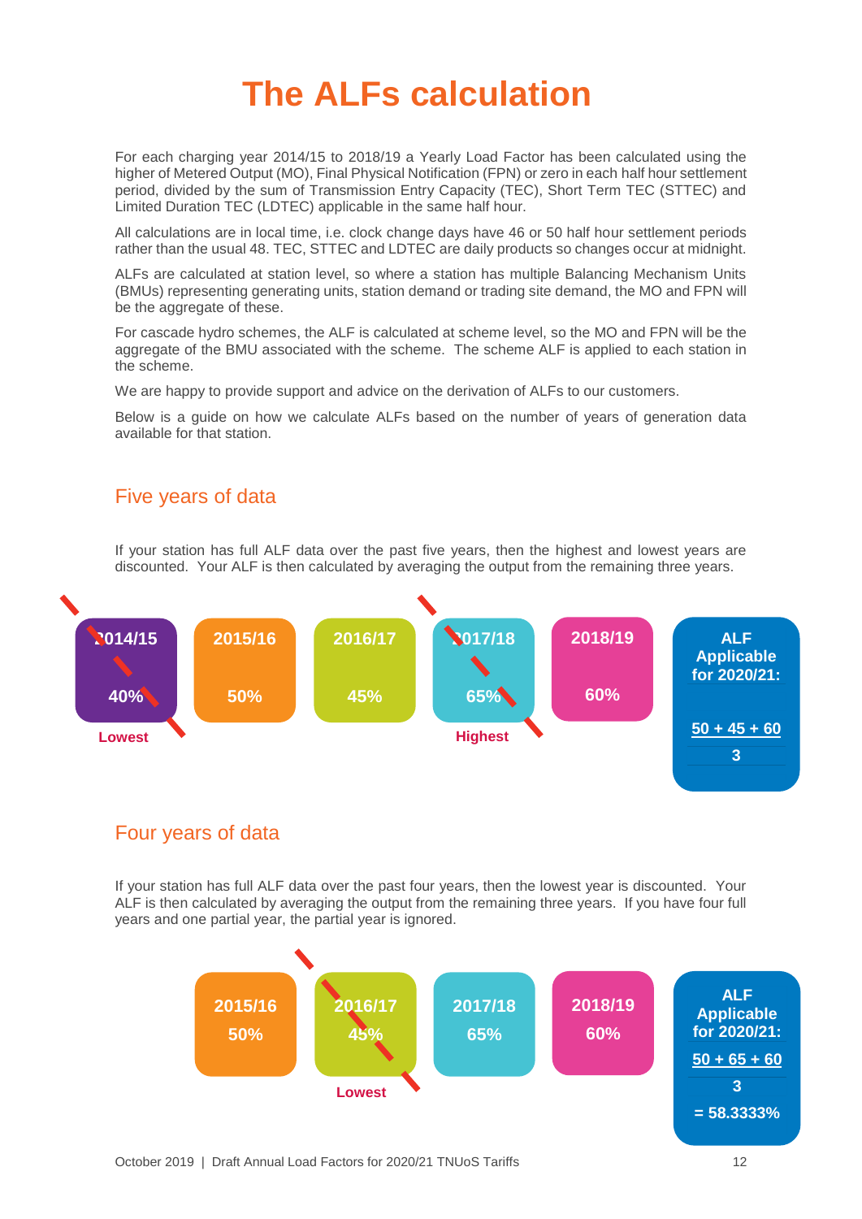# The ALFs calculation

For each charging year 2014/15 to 2018/19 a Yearly Load Factor has been calculated using the higher of Metered Output (MO), Final Physical Notification (FPN) or zero in each half hour settlement period, divided by the sum of Transmission Entry Capacity (TEC), Short Term TEC (STTEC) and Limited Duration TEC (LDTEC) applicable in the same half hour.

All calculations are in local time, i.e. clock change days have 46 or 50 half hour settlement periods rather than the usual 48. TEC, STTEC and LDTEC are daily products so changes occur at midnight.

ALFs are calculated at station level, so where a station has multiple Balancing Mechanism Units (BMUs) representing generating units, station demand or trading site demand, the MO and FPN will be the aggregate of these.

For cascade hydro schemes, the ALF is calculated at scheme level, so the MO and FPN will be the aggregate of the BMU associated with the scheme. The scheme ALF is applied to each station in the scheme.

We are happy to provide support and advice on the derivation of ALFs to our customers.

Below is a guide on how we calculate ALFs based on the number of years of generation data available for that station.

## Five years of data

If your station has full ALF data over the past five years, then the highest and lowest years are discounted. Your ALF is then calculated by averaging the output from the remaining three years.

| 2014/15 | 2015/16 | 2016/17 | 2017/18 | 2018/19 | ALF Applicable for 2020/21: |
|---|---|---|---|---|---|
| ~~40%~~ (Lowest) | 50% | 45% | ~~65%~~ (Highest) | 60% | $\frac{50 + 45 + 60}{3}$ |

## Four years of data

If your station has full ALF data over the past four years, then the lowest year is discounted. Your ALF is then calculated by averaging the output from the remaining three years. If you have four full years and one partial year, the partial year is ignored.

| 2015/16 | 2016/17 | 2017/18 | 2018/19 | ALF Applicable for 2020/21: |
|---|---|---|---|---|
| 50% | ~~45%~~ (Lowest) | 65% | 60% | $\frac{50 + 65 + 60}{3}$ = 58.3333% |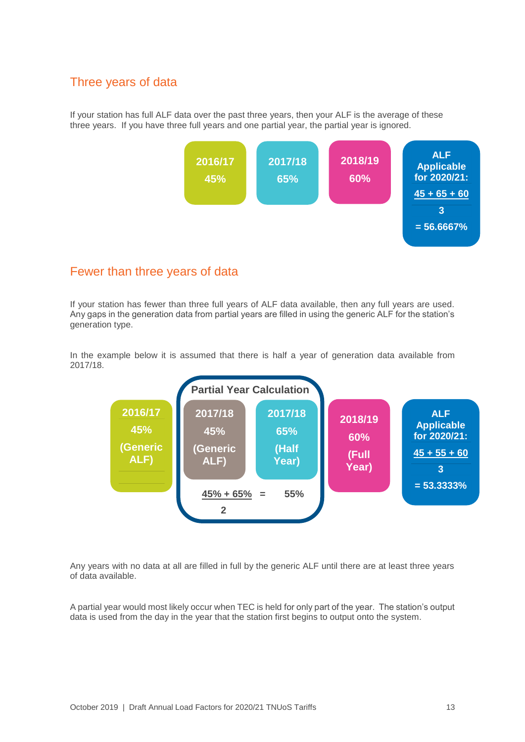## Three years of data

If your station has full ALF data over the past three years, then your ALF is the average of these three years. If you have three full years and one partial year, the partial year is ignored.

| 2016/17 | 2017/18 | 2018/19 | ALF Applicable for 2020/21: |
|---|---|---|---|
| 45% | 65% | 60% | $\frac{45 + 65 + 60}{3}$ = 56.6667% |

## Fewer than three years of data

If your station has fewer than three full years of ALF data available, then any full years are used. Any gaps in the generation data from partial years are filled in using the generic ALF for the station's generation type.

In the example below it is assumed that there is half a year of generation data available from 2017/18.

| 2016/17 | Partial Year Calculation: 2017/18 | Partial Year Calculation: 2017/18 | 2018/19 | ALF Applicable for 2020/21: |
|---|---|---|---|---|
| 45% (Generic ALF) | 45% (Generic ALF) | 65% (Half Year) | 60% (Full Year) | $\frac{45 + 55 + 60}{3}$ = 53.3333% |
| | $\frac{45\% + 65\%}{2}$ = 55% | | | |

Any years with no data at all are filled in full by the generic ALF until there are at least three years of data available.

A partial year would most likely occur when TEC is held for only part of the year. The station's output data is used from the day in the year that the station first begins to output onto the system.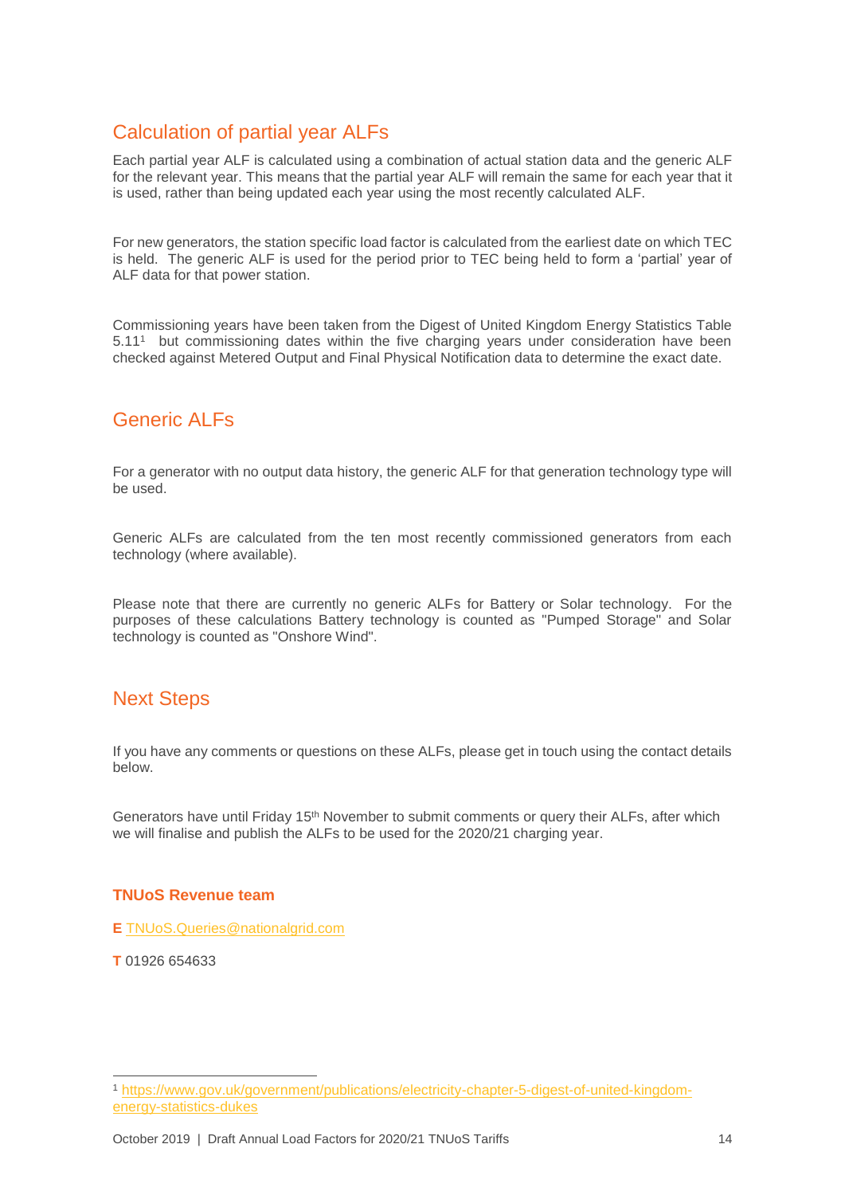## Calculation of partial year ALFs

Each partial year ALF is calculated using a combination of actual station data and the generic ALF for the relevant year. This means that the partial year ALF will remain the same for each year that it is used, rather than being updated each year using the most recently calculated ALF.

For new generators, the station specific load factor is calculated from the earliest date on which TEC is held. The generic ALF is used for the period prior to TEC being held to form a 'partial' year of ALF data for that power station.

Commissioning years have been taken from the Digest of United Kingdom Energy Statistics Table 5.11[1] but commissioning dates within the five charging years under consideration have been checked against Metered Output and Final Physical Notification data to determine the exact date.

## Generic ALFs

For a generator with no output data history, the generic ALF for that generation technology type will be used.

Generic ALFs are calculated from the ten most recently commissioned generators from each technology (where available).

Please note that there are currently no generic ALFs for Battery or Solar technology. For the purposes of these calculations Battery technology is counted as "Pumped Storage" and Solar technology is counted as "Onshore Wind".

## Next Steps

If you have any comments or questions on these ALFs, please get in touch using the contact details below.

Generators have until Friday 15th November to submit comments or query their ALFs, after which we will finalise and publish the ALFs to be used for the 2020/21 charging year.

**TNUoS Revenue team**

**E** TNUoS.Queries@nationalgrid.com

**T** 01926 654633

---

[1] https://www.gov.uk/government/publications/electricity-chapter-5-digest-of-united-kingdom-energy-statistics-dukes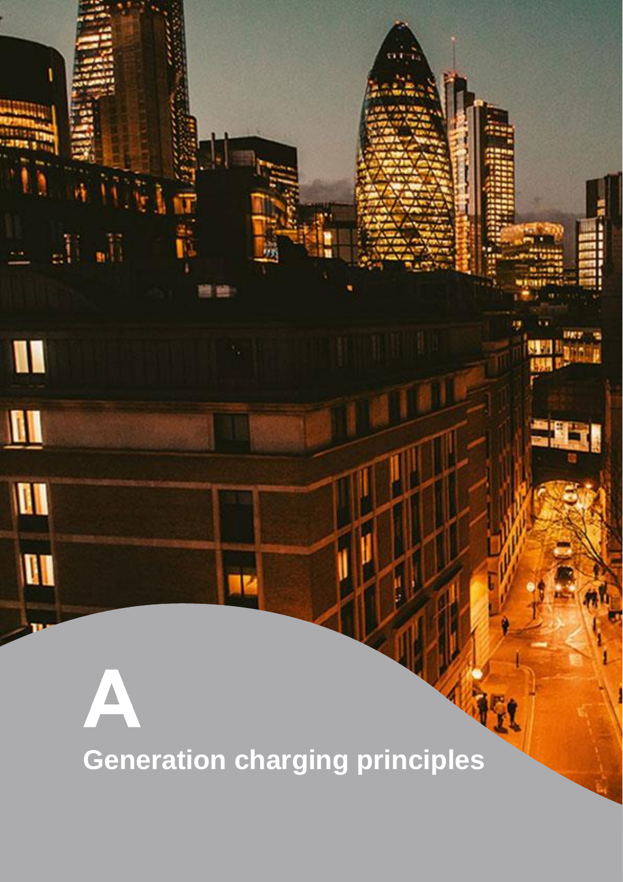# A

## Generation charging principles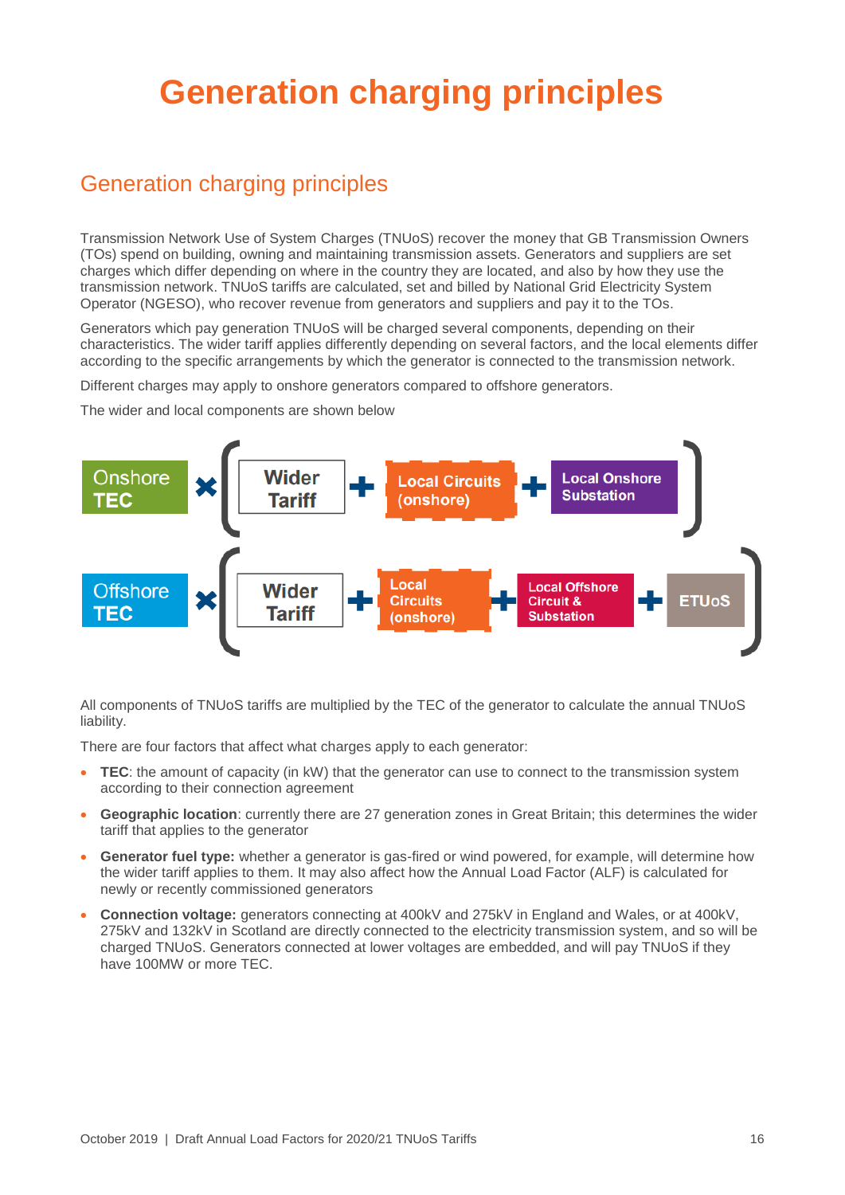# Generation charging principles

## Generation charging principles

Transmission Network Use of System Charges (TNUoS) recover the money that GB Transmission Owners (TOs) spend on building, owning and maintaining transmission assets. Generators and suppliers are set charges which differ depending on where in the country they are located, and also by how they use the transmission network. TNUoS tariffs are calculated, set and billed by National Grid Electricity System Operator (NGESO), who recover revenue from generators and suppliers and pay it to the TOs.

Generators which pay generation TNUoS will be charged several components, depending on their characteristics. The wider tariff applies differently depending on several factors, and the local elements differ according to the specific arrangements by which the generator is connected to the transmission network.

Different charges may apply to onshore generators compared to offshore generators.

The wider and local components are shown below

Onshore TEC × ( Wider Tariff + Local Circuits (onshore) + Local Onshore Substation )

Offshore TEC × ( Wider Tariff + Local Circuits (onshore) + Local Offshore Circuit & Substation + ETUoS )

All components of TNUoS tariffs are multiplied by the TEC of the generator to calculate the annual TNUoS liability.

There are four factors that affect what charges apply to each generator:

- **TEC**: the amount of capacity (in kW) that the generator can use to connect to the transmission system according to their connection agreement
- **Geographic location**: currently there are 27 generation zones in Great Britain; this determines the wider tariff that applies to the generator
- **Generator fuel type:** whether a generator is gas-fired or wind powered, for example, will determine how the wider tariff applies to them. It may also affect how the Annual Load Factor (ALF) is calculated for newly or recently commissioned generators
- **Connection voltage:** generators connecting at 400kV and 275kV in England and Wales, or at 400kV, 275kV and 132kV in Scotland are directly connected to the electricity transmission system, and so will be charged TNUoS. Generators connected at lower voltages are embedded, and will pay TNUoS if they have 100MW or more TEC.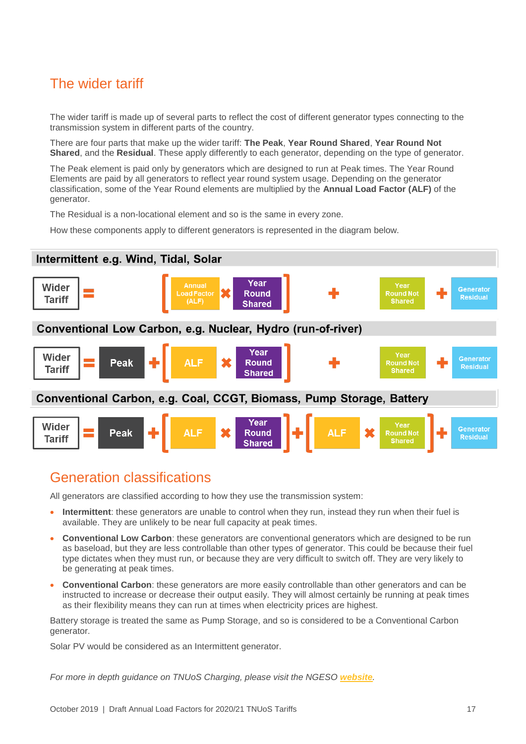## The wider tariff

The wider tariff is made up of several parts to reflect the cost of different generator types connecting to the transmission system in different parts of the country.

There are four parts that make up the wider tariff: **The Peak**, **Year Round Shared**, **Year Round Not Shared**, and the **Residual**. These apply differently to each generator, depending on the type of generator.

The Peak element is paid only by generators which are designed to run at Peak times. The Year Round Elements are paid by all generators to reflect year round system usage. Depending on the generator classification, some of the Year Round elements are multiplied by the **Annual Load Factor (ALF)** of the generator.

The Residual is a non-locational element and so is the same in every zone.

How these components apply to different generators is represented in the diagram below.

**Intermittent e.g. Wind, Tidal, Solar**

Wider Tariff = [ Annual Load Factor (ALF) ✖ Year Round Shared ] + Year Round Not Shared + Generator Residual

**Conventional Low Carbon, e.g. Nuclear, Hydro (run-of-river)**

Wider Tariff = Peak + [ ALF ✖ Year Round Shared ] + Year Round Not Shared + Generator Residual

**Conventional Carbon, e.g. Coal, CCGT, Biomass, Pump Storage, Battery**

Wider Tariff = Peak + [ ALF ✖ Year Round Shared ] + [ ALF ✖ Year Round Not Shared ] + Generator Residual

## Generation classifications

All generators are classified according to how they use the transmission system:

- **Intermittent**: these generators are unable to control when they run, instead they run when their fuel is available. They are unlikely to be near full capacity at peak times.
- **Conventional Low Carbon**: these generators are conventional generators which are designed to be run as baseload, but they are less controllable than other types of generator. This could be because their fuel type dictates when they must run, or because they are very difficult to switch off. They are very likely to be generating at peak times.
- **Conventional Carbon**: these generators are more easily controllable than other generators and can be instructed to increase or decrease their output easily. They will almost certainly be running at peak times as their flexibility means they can run at times when electricity prices are highest.

Battery storage is treated the same as Pump Storage, and so is considered to be a Conventional Carbon generator.

Solar PV would be considered as an Intermittent generator.

*For more in depth guidance on TNUoS Charging, please visit the NGESO **website**.*